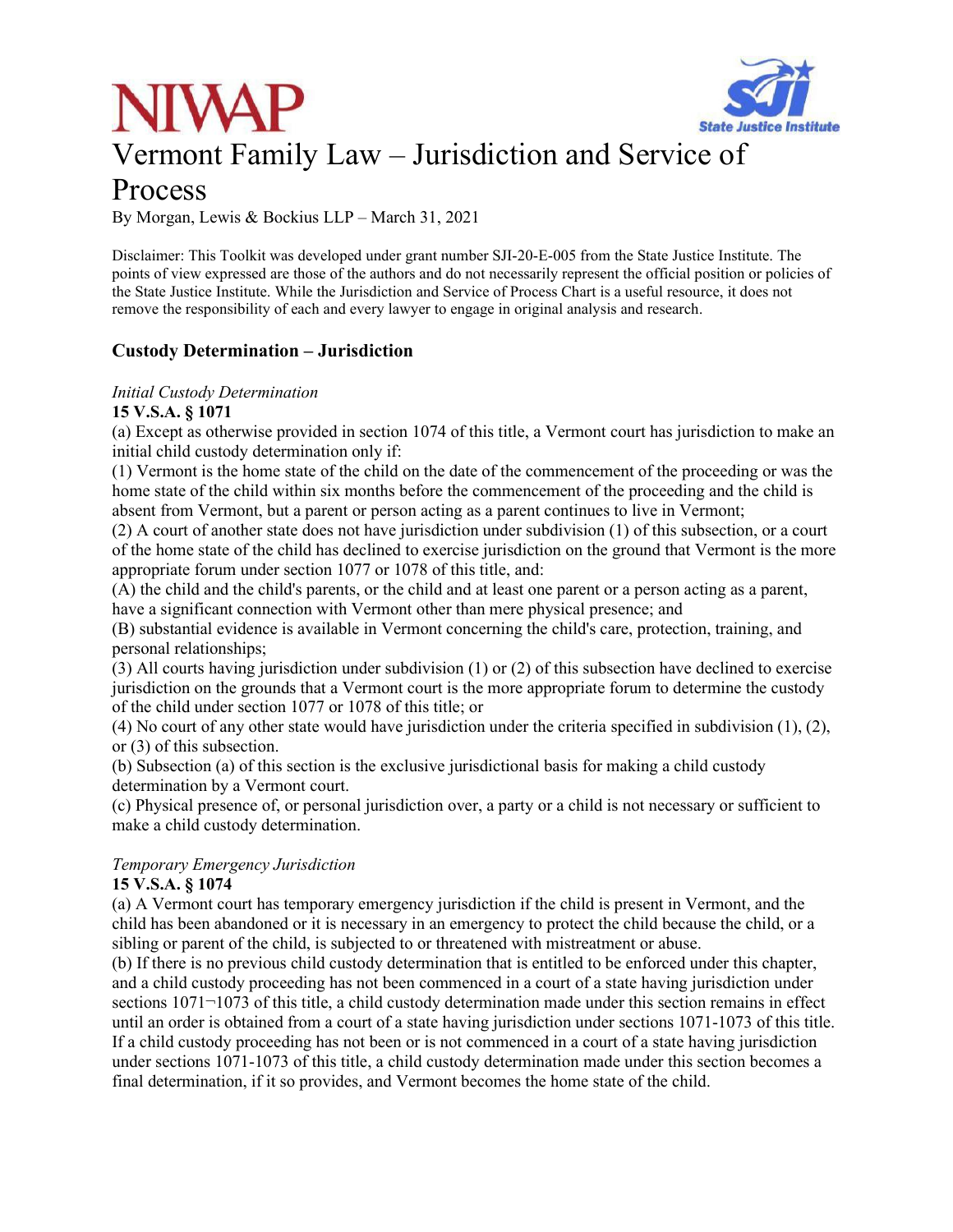NIWAP

State Justice Institute

# Vermont Family Law – Jurisdiction and Service of Process

By Morgan, Lewis & Bockius LLP – March 31, 2021

Disclaimer: This Toolkit was developed under grant number SJI-20-E-005 from the State Justice Institute. The points of view expressed are those of the authors and do not necessarily represent the official position or policies of the State Justice Institute. While the Jurisdiction and Service of Process Chart is a useful resource, it does not remove the responsibility of each and every lawyer to engage in original analysis and research.

## Custody Determination – Jurisdiction

*Initial Custody Determination*

**15 V.S.A. § 1071**

(a) Except as otherwise provided in section 1074 of this title, a Vermont court has jurisdiction to make an initial child custody determination only if:

(1) Vermont is the home state of the child on the date of the commencement of the proceeding or was the home state of the child within six months before the commencement of the proceeding and the child is absent from Vermont, but a parent or person acting as a parent continues to live in Vermont;

(2) A court of another state does not have jurisdiction under subdivision (1) of this subsection, or a court of the home state of the child has declined to exercise jurisdiction on the ground that Vermont is the more appropriate forum under section 1077 or 1078 of this title, and:

(A) the child and the child's parents, or the child and at least one parent or a person acting as a parent, have a significant connection with Vermont other than mere physical presence; and

(B) substantial evidence is available in Vermont concerning the child's care, protection, training, and personal relationships;

(3) All courts having jurisdiction under subdivision (1) or (2) of this subsection have declined to exercise jurisdiction on the grounds that a Vermont court is the more appropriate forum to determine the custody of the child under section 1077 or 1078 of this title; or

(4) No court of any other state would have jurisdiction under the criteria specified in subdivision (1), (2), or (3) of this subsection.

(b) Subsection (a) of this section is the exclusive jurisdictional basis for making a child custody determination by a Vermont court.

(c) Physical presence of, or personal jurisdiction over, a party or a child is not necessary or sufficient to make a child custody determination.

*Temporary Emergency Jurisdiction*

**15 V.S.A. § 1074**

(a) A Vermont court has temporary emergency jurisdiction if the child is present in Vermont, and the child has been abandoned or it is necessary in an emergency to protect the child because the child, or a sibling or parent of the child, is subjected to or threatened with mistreatment or abuse.

(b) If there is no previous child custody determination that is entitled to be enforced under this chapter, and a child custody proceeding has not been commenced in a court of a state having jurisdiction under sections 1071¬1073 of this title, a child custody determination made under this section remains in effect until an order is obtained from a court of a state having jurisdiction under sections 1071-1073 of this title. If a child custody proceeding has not been or is not commenced in a court of a state having jurisdiction under sections 1071-1073 of this title, a child custody determination made under this section becomes a final determination, if it so provides, and Vermont becomes the home state of the child.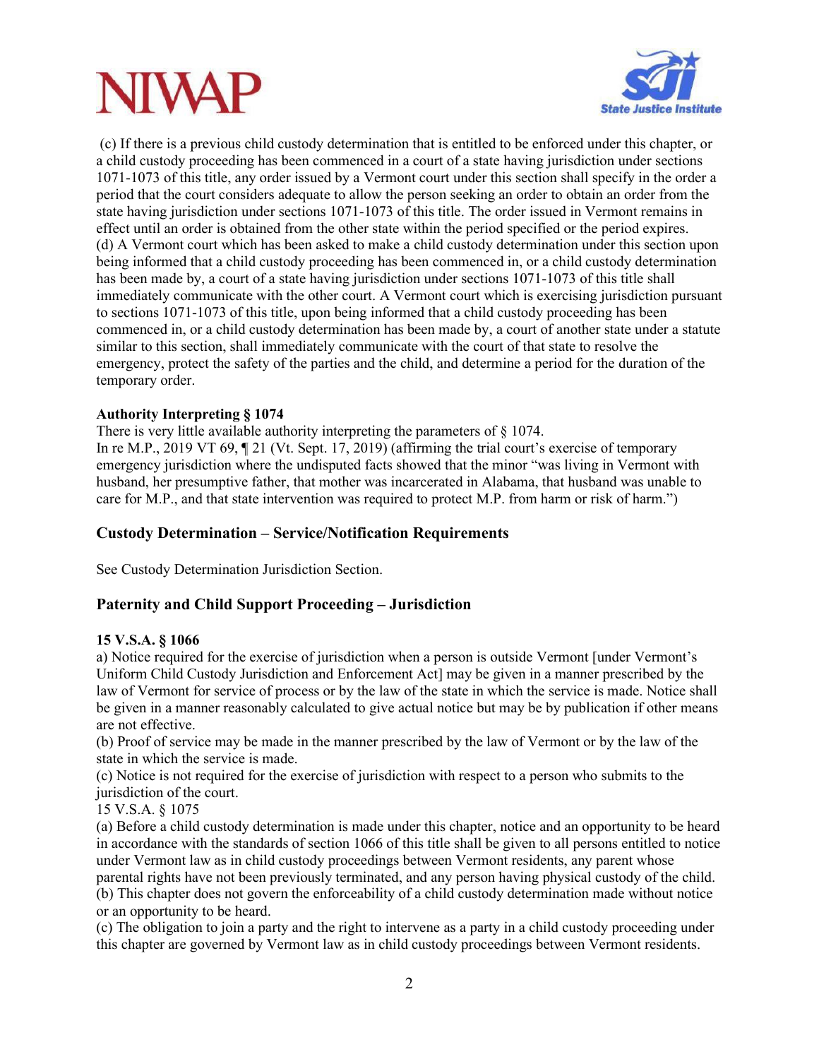(c) If there is a previous child custody determination that is entitled to be enforced under this chapter, or a child custody proceeding has been commenced in a court of a state having jurisdiction under sections 1071-1073 of this title, any order issued by a Vermont court under this section shall specify in the order a period that the court considers adequate to allow the person seeking an order to obtain an order from the state having jurisdiction under sections 1071-1073 of this title. The order issued in Vermont remains in effect until an order is obtained from the other state within the period specified or the period expires.
(d) A Vermont court which has been asked to make a child custody determination under this section upon being informed that a child custody proceeding has been commenced in, or a child custody determination has been made by, a court of a state having jurisdiction under sections 1071-1073 of this title shall immediately communicate with the other court. A Vermont court which is exercising jurisdiction pursuant to sections 1071-1073 of this title, upon being informed that a child custody proceeding has been commenced in, or a child custody determination has been made by, a court of another state under a statute similar to this section, shall immediately communicate with the court of that state to resolve the emergency, protect the safety of the parties and the child, and determine a period for the duration of the temporary order.

**Authority Interpreting § 1074**
There is very little available authority interpreting the parameters of § 1074.
In re M.P., 2019 VT 69, ¶ 21 (Vt. Sept. 17, 2019) (affirming the trial court's exercise of temporary emergency jurisdiction where the undisputed facts showed that the minor "was living in Vermont with husband, her presumptive father, that mother was incarcerated in Alabama, that husband was unable to care for M.P., and that state intervention was required to protect M.P. from harm or risk of harm.")

## Custody Determination – Service/Notification Requirements

See Custody Determination Jurisdiction Section.

## Paternity and Child Support Proceeding – Jurisdiction

**15 V.S.A. § 1066**
a) Notice required for the exercise of jurisdiction when a person is outside Vermont [under Vermont's Uniform Child Custody Jurisdiction and Enforcement Act] may be given in a manner prescribed by the law of Vermont for service of process or by the law of the state in which the service is made. Notice shall be given in a manner reasonably calculated to give actual notice but may be by publication if other means are not effective.
(b) Proof of service may be made in the manner prescribed by the law of Vermont or by the law of the state in which the service is made.
(c) Notice is not required for the exercise of jurisdiction with respect to a person who submits to the jurisdiction of the court.
15 V.S.A. § 1075
(a) Before a child custody determination is made under this chapter, notice and an opportunity to be heard in accordance with the standards of section 1066 of this title shall be given to all persons entitled to notice under Vermont law as in child custody proceedings between Vermont residents, any parent whose parental rights have not been previously terminated, and any person having physical custody of the child.
(b) This chapter does not govern the enforceability of a child custody determination made without notice or an opportunity to be heard.
(c) The obligation to join a party and the right to intervene as a party in a child custody proceeding under this chapter are governed by Vermont law as in child custody proceedings between Vermont residents.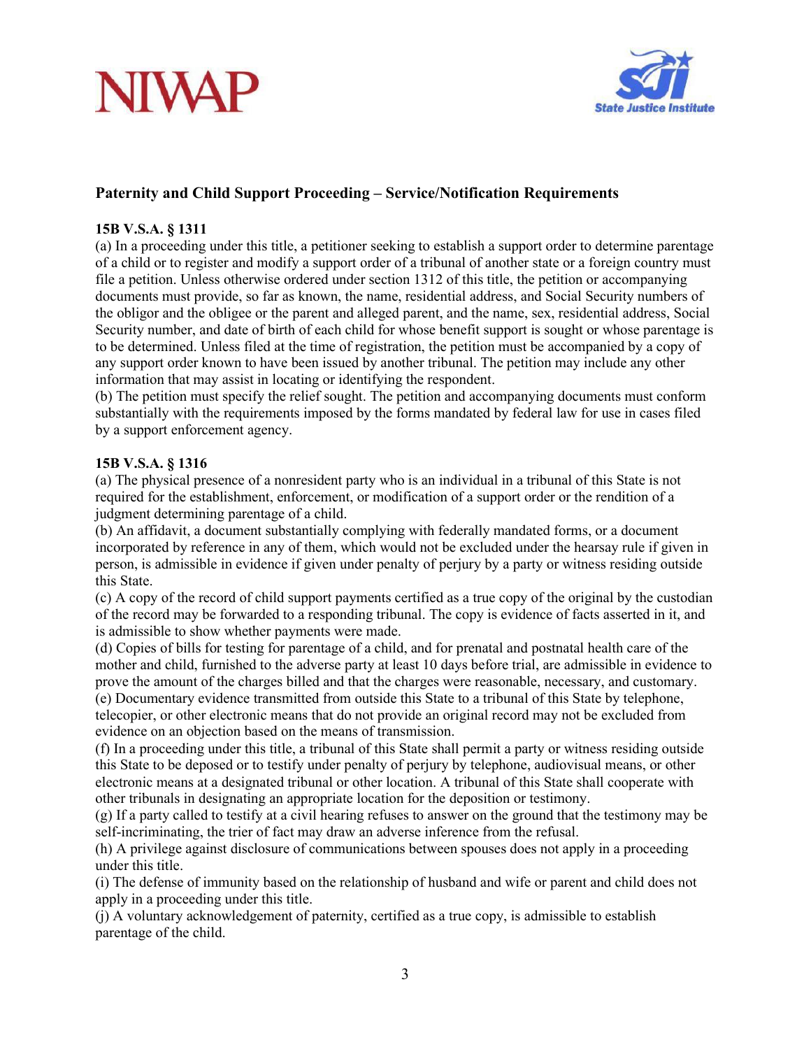## Paternity and Child Support Proceeding – Service/Notification Requirements

**15B V.S.A. § 1311**

(a) In a proceeding under this title, a petitioner seeking to establish a support order to determine parentage of a child or to register and modify a support order of a tribunal of another state or a foreign country must file a petition. Unless otherwise ordered under section 1312 of this title, the petition or accompanying documents must provide, so far as known, the name, residential address, and Social Security numbers of the obligor and the obligee or the parent and alleged parent, and the name, sex, residential address, Social Security number, and date of birth of each child for whose benefit support is sought or whose parentage is to be determined. Unless filed at the time of registration, the petition must be accompanied by a copy of any support order known to have been issued by another tribunal. The petition may include any other information that may assist in locating or identifying the respondent.

(b) The petition must specify the relief sought. The petition and accompanying documents must conform substantially with the requirements imposed by the forms mandated by federal law for use in cases filed by a support enforcement agency.

**15B V.S.A. § 1316**

(a) The physical presence of a nonresident party who is an individual in a tribunal of this State is not required for the establishment, enforcement, or modification of a support order or the rendition of a judgment determining parentage of a child.

(b) An affidavit, a document substantially complying with federally mandated forms, or a document incorporated by reference in any of them, which would not be excluded under the hearsay rule if given in person, is admissible in evidence if given under penalty of perjury by a party or witness residing outside this State.

(c) A copy of the record of child support payments certified as a true copy of the original by the custodian of the record may be forwarded to a responding tribunal. The copy is evidence of facts asserted in it, and is admissible to show whether payments were made.

(d) Copies of bills for testing for parentage of a child, and for prenatal and postnatal health care of the mother and child, furnished to the adverse party at least 10 days before trial, are admissible in evidence to prove the amount of the charges billed and that the charges were reasonable, necessary, and customary.

(e) Documentary evidence transmitted from outside this State to a tribunal of this State by telephone, telecopier, or other electronic means that do not provide an original record may not be excluded from evidence on an objection based on the means of transmission.

(f) In a proceeding under this title, a tribunal of this State shall permit a party or witness residing outside this State to be deposed or to testify under penalty of perjury by telephone, audiovisual means, or other electronic means at a designated tribunal or other location. A tribunal of this State shall cooperate with other tribunals in designating an appropriate location for the deposition or testimony.

(g) If a party called to testify at a civil hearing refuses to answer on the ground that the testimony may be self-incriminating, the trier of fact may draw an adverse inference from the refusal.

(h) A privilege against disclosure of communications between spouses does not apply in a proceeding under this title.

(i) The defense of immunity based on the relationship of husband and wife or parent and child does not apply in a proceeding under this title.

(j) A voluntary acknowledgement of paternity, certified as a true copy, is admissible to establish parentage of the child.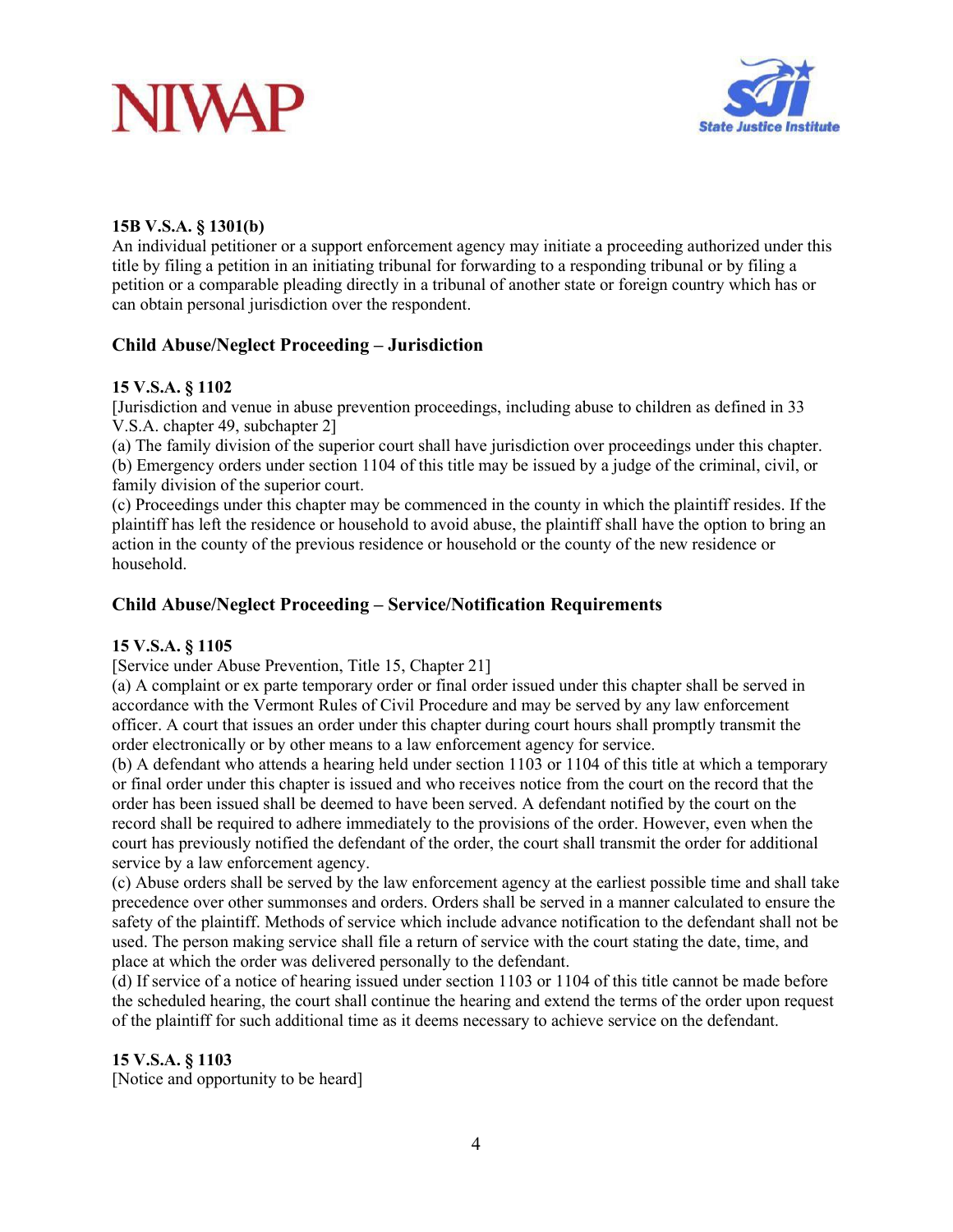**15B V.S.A. § 1301(b)**
An individual petitioner or a support enforcement agency may initiate a proceeding authorized under this title by filing a petition in an initiating tribunal for forwarding to a responding tribunal or by filing a petition or a comparable pleading directly in a tribunal of another state or foreign country which has or can obtain personal jurisdiction over the respondent.

## Child Abuse/Neglect Proceeding – Jurisdiction

**15 V.S.A. § 1102**
[Jurisdiction and venue in abuse prevention proceedings, including abuse to children as defined in 33 V.S.A. chapter 49, subchapter 2]
(a) The family division of the superior court shall have jurisdiction over proceedings under this chapter.
(b) Emergency orders under section 1104 of this title may be issued by a judge of the criminal, civil, or family division of the superior court.
(c) Proceedings under this chapter may be commenced in the county in which the plaintiff resides. If the plaintiff has left the residence or household to avoid abuse, the plaintiff shall have the option to bring an action in the county of the previous residence or household or the county of the new residence or household.

## Child Abuse/Neglect Proceeding – Service/Notification Requirements

**15 V.S.A. § 1105**
[Service under Abuse Prevention, Title 15, Chapter 21]
(a) A complaint or ex parte temporary order or final order issued under this chapter shall be served in accordance with the Vermont Rules of Civil Procedure and may be served by any law enforcement officer. A court that issues an order under this chapter during court hours shall promptly transmit the order electronically or by other means to a law enforcement agency for service.
(b) A defendant who attends a hearing held under section 1103 or 1104 of this title at which a temporary or final order under this chapter is issued and who receives notice from the court on the record that the order has been issued shall be deemed to have been served. A defendant notified by the court on the record shall be required to adhere immediately to the provisions of the order. However, even when the court has previously notified the defendant of the order, the court shall transmit the order for additional service by a law enforcement agency.
(c) Abuse orders shall be served by the law enforcement agency at the earliest possible time and shall take precedence over other summonses and orders. Orders shall be served in a manner calculated to ensure the safety of the plaintiff. Methods of service which include advance notification to the defendant shall not be used. The person making service shall file a return of service with the court stating the date, time, and place at which the order was delivered personally to the defendant.
(d) If service of a notice of hearing issued under section 1103 or 1104 of this title cannot be made before the scheduled hearing, the court shall continue the hearing and extend the terms of the order upon request of the plaintiff for such additional time as it deems necessary to achieve service on the defendant.

**15 V.S.A. § 1103**
[Notice and opportunity to be heard]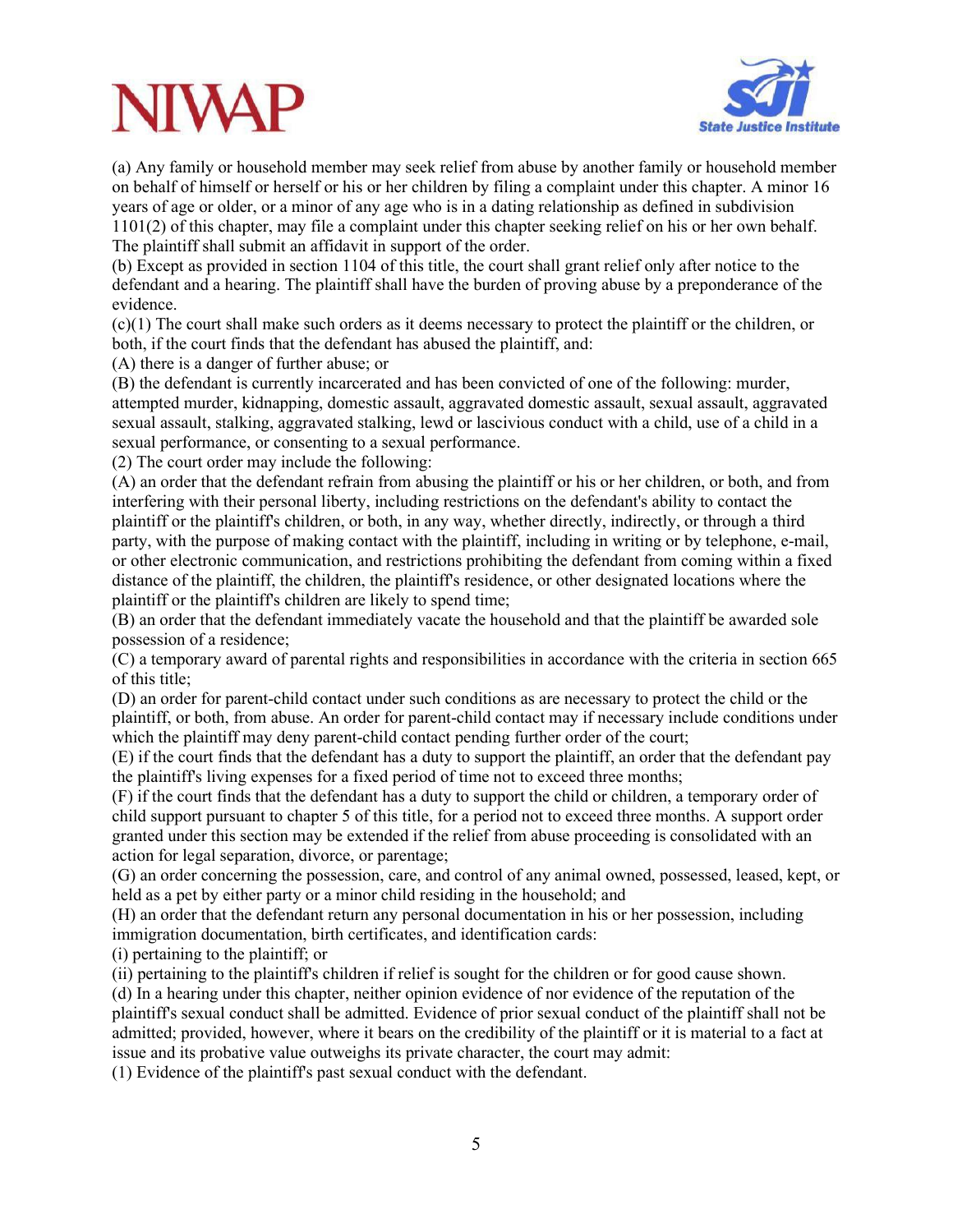(a) Any family or household member may seek relief from abuse by another family or household member on behalf of himself or herself or his or her children by filing a complaint under this chapter. A minor 16 years of age or older, or a minor of any age who is in a dating relationship as defined in subdivision 1101(2) of this chapter, may file a complaint under this chapter seeking relief on his or her own behalf. The plaintiff shall submit an affidavit in support of the order.

(b) Except as provided in section 1104 of this title, the court shall grant relief only after notice to the defendant and a hearing. The plaintiff shall have the burden of proving abuse by a preponderance of the evidence.

(c)(1) The court shall make such orders as it deems necessary to protect the plaintiff or the children, or both, if the court finds that the defendant has abused the plaintiff, and:

(A) there is a danger of further abuse; or

(B) the defendant is currently incarcerated and has been convicted of one of the following: murder, attempted murder, kidnapping, domestic assault, aggravated domestic assault, sexual assault, aggravated sexual assault, stalking, aggravated stalking, lewd or lascivious conduct with a child, use of a child in a sexual performance, or consenting to a sexual performance.

(2) The court order may include the following:

(A) an order that the defendant refrain from abusing the plaintiff or his or her children, or both, and from interfering with their personal liberty, including restrictions on the defendant's ability to contact the plaintiff or the plaintiff's children, or both, in any way, whether directly, indirectly, or through a third party, with the purpose of making contact with the plaintiff, including in writing or by telephone, e-mail, or other electronic communication, and restrictions prohibiting the defendant from coming within a fixed distance of the plaintiff, the children, the plaintiff's residence, or other designated locations where the plaintiff or the plaintiff's children are likely to spend time;

(B) an order that the defendant immediately vacate the household and that the plaintiff be awarded sole possession of a residence;

(C) a temporary award of parental rights and responsibilities in accordance with the criteria in section 665 of this title;

(D) an order for parent-child contact under such conditions as are necessary to protect the child or the plaintiff, or both, from abuse. An order for parent-child contact may if necessary include conditions under which the plaintiff may deny parent-child contact pending further order of the court;

(E) if the court finds that the defendant has a duty to support the plaintiff, an order that the defendant pay the plaintiff's living expenses for a fixed period of time not to exceed three months;

(F) if the court finds that the defendant has a duty to support the child or children, a temporary order of child support pursuant to chapter 5 of this title, for a period not to exceed three months. A support order granted under this section may be extended if the relief from abuse proceeding is consolidated with an action for legal separation, divorce, or parentage;

(G) an order concerning the possession, care, and control of any animal owned, possessed, leased, kept, or held as a pet by either party or a minor child residing in the household; and

(H) an order that the defendant return any personal documentation in his or her possession, including immigration documentation, birth certificates, and identification cards:

(i) pertaining to the plaintiff; or

(ii) pertaining to the plaintiff's children if relief is sought for the children or for good cause shown.

(d) In a hearing under this chapter, neither opinion evidence of nor evidence of the reputation of the plaintiff's sexual conduct shall be admitted. Evidence of prior sexual conduct of the plaintiff shall not be admitted; provided, however, where it bears on the credibility of the plaintiff or it is material to a fact at issue and its probative value outweighs its private character, the court may admit:

(1) Evidence of the plaintiff's past sexual conduct with the defendant.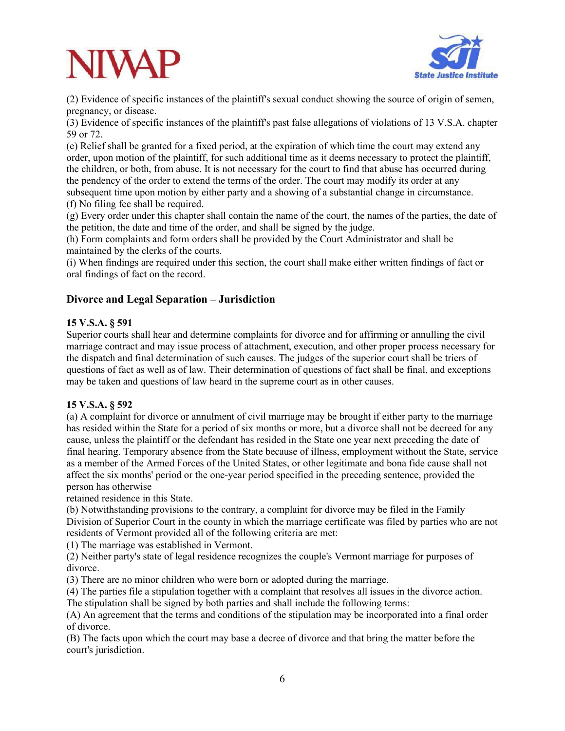(2) Evidence of specific instances of the plaintiff's sexual conduct showing the source of origin of semen, pregnancy, or disease.
(3) Evidence of specific instances of the plaintiff's past false allegations of violations of 13 V.S.A. chapter 59 or 72.
(e) Relief shall be granted for a fixed period, at the expiration of which time the court may extend any order, upon motion of the plaintiff, for such additional time as it deems necessary to protect the plaintiff, the children, or both, from abuse. It is not necessary for the court to find that abuse has occurred during the pendency of the order to extend the terms of the order. The court may modify its order at any subsequent time upon motion by either party and a showing of a substantial change in circumstance.
(f) No filing fee shall be required.
(g) Every order under this chapter shall contain the name of the court, the names of the parties, the date of the petition, the date and time of the order, and shall be signed by the judge.
(h) Form complaints and form orders shall be provided by the Court Administrator and shall be maintained by the clerks of the courts.
(i) When findings are required under this section, the court shall make either written findings of fact or oral findings of fact on the record.

## Divorce and Legal Separation – Jurisdiction

**15 V.S.A. § 591**
Superior courts shall hear and determine complaints for divorce and for affirming or annulling the civil marriage contract and may issue process of attachment, execution, and other proper process necessary for the dispatch and final determination of such causes. The judges of the superior court shall be triers of questions of fact as well as of law. Their determination of questions of fact shall be final, and exceptions may be taken and questions of law heard in the supreme court as in other causes.

**15 V.S.A. § 592**
(a) A complaint for divorce or annulment of civil marriage may be brought if either party to the marriage has resided within the State for a period of six months or more, but a divorce shall not be decreed for any cause, unless the plaintiff or the defendant has resided in the State one year next preceding the date of final hearing. Temporary absence from the State because of illness, employment without the State, service as a member of the Armed Forces of the United States, or other legitimate and bona fide cause shall not affect the six months' period or the one-year period specified in the preceding sentence, provided the person has otherwise retained residence in this State.
(b) Notwithstanding provisions to the contrary, a complaint for divorce may be filed in the Family Division of Superior Court in the county in which the marriage certificate was filed by parties who are not residents of Vermont provided all of the following criteria are met:
(1) The marriage was established in Vermont.
(2) Neither party's state of legal residence recognizes the couple's Vermont marriage for purposes of divorce.
(3) There are no minor children who were born or adopted during the marriage.
(4) The parties file a stipulation together with a complaint that resolves all issues in the divorce action. The stipulation shall be signed by both parties and shall include the following terms:
(A) An agreement that the terms and conditions of the stipulation may be incorporated into a final order of divorce.
(B) The facts upon which the court may base a decree of divorce and that bring the matter before the court's jurisdiction.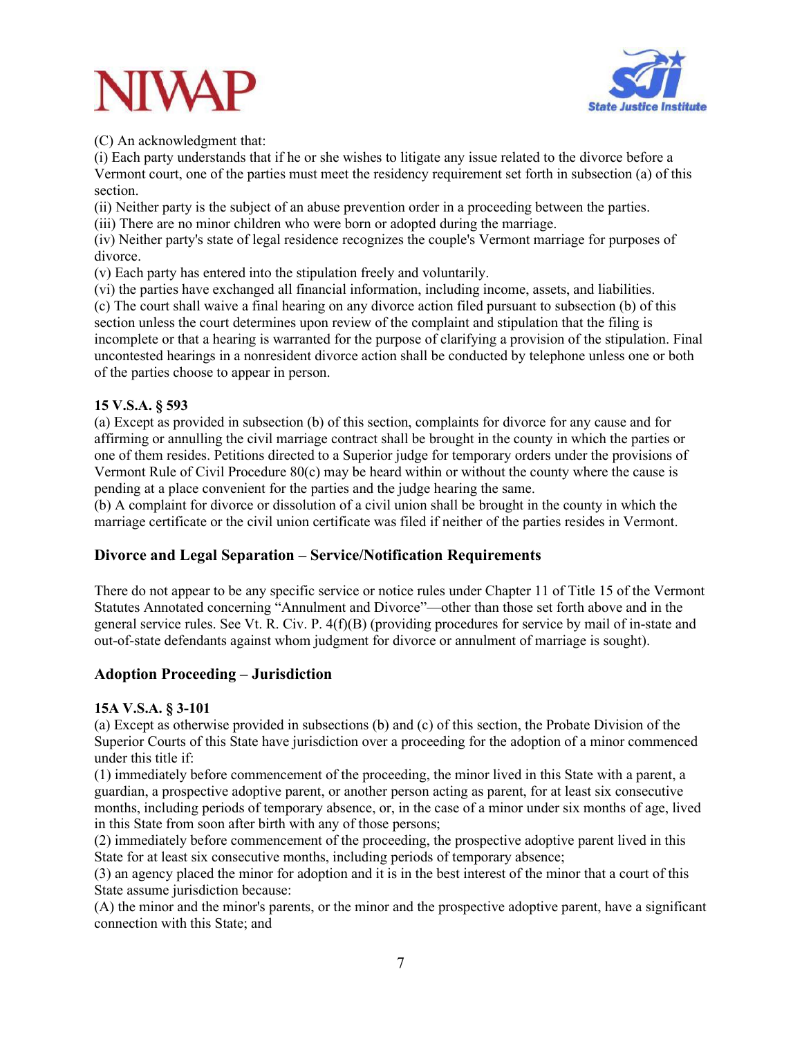(C) An acknowledgment that:
(i) Each party understands that if he or she wishes to litigate any issue related to the divorce before a Vermont court, one of the parties must meet the residency requirement set forth in subsection (a) of this section.
(ii) Neither party is the subject of an abuse prevention order in a proceeding between the parties.
(iii) There are no minor children who were born or adopted during the marriage.
(iv) Neither party's state of legal residence recognizes the couple's Vermont marriage for purposes of divorce.
(v) Each party has entered into the stipulation freely and voluntarily.
(vi) the parties have exchanged all financial information, including income, assets, and liabilities.
(c) The court shall waive a final hearing on any divorce action filed pursuant to subsection (b) of this section unless the court determines upon review of the complaint and stipulation that the filing is incomplete or that a hearing is warranted for the purpose of clarifying a provision of the stipulation. Final uncontested hearings in a nonresident divorce action shall be conducted by telephone unless one or both of the parties choose to appear in person.

**15 V.S.A. § 593**
(a) Except as provided in subsection (b) of this section, complaints for divorce for any cause and for affirming or annulling the civil marriage contract shall be brought in the county in which the parties or one of them resides. Petitions directed to a Superior judge for temporary orders under the provisions of Vermont Rule of Civil Procedure 80(c) may be heard within or without the county where the cause is pending at a place convenient for the parties and the judge hearing the same.
(b) A complaint for divorce or dissolution of a civil union shall be brought in the county in which the marriage certificate or the civil union certificate was filed if neither of the parties resides in Vermont.

## Divorce and Legal Separation – Service/Notification Requirements

There do not appear to be any specific service or notice rules under Chapter 11 of Title 15 of the Vermont Statutes Annotated concerning "Annulment and Divorce"—other than those set forth above and in the general service rules. See Vt. R. Civ. P. 4(f)(B) (providing procedures for service by mail of in-state and out-of-state defendants against whom judgment for divorce or annulment of marriage is sought).

## Adoption Proceeding – Jurisdiction

**15A V.S.A. § 3-101**
(a) Except as otherwise provided in subsections (b) and (c) of this section, the Probate Division of the Superior Courts of this State have jurisdiction over a proceeding for the adoption of a minor commenced under this title if:
(1) immediately before commencement of the proceeding, the minor lived in this State with a parent, a guardian, a prospective adoptive parent, or another person acting as parent, for at least six consecutive months, including periods of temporary absence, or, in the case of a minor under six months of age, lived in this State from soon after birth with any of those persons;
(2) immediately before commencement of the proceeding, the prospective adoptive parent lived in this State for at least six consecutive months, including periods of temporary absence;
(3) an agency placed the minor for adoption and it is in the best interest of the minor that a court of this State assume jurisdiction because:
(A) the minor and the minor's parents, or the minor and the prospective adoptive parent, have a significant connection with this State; and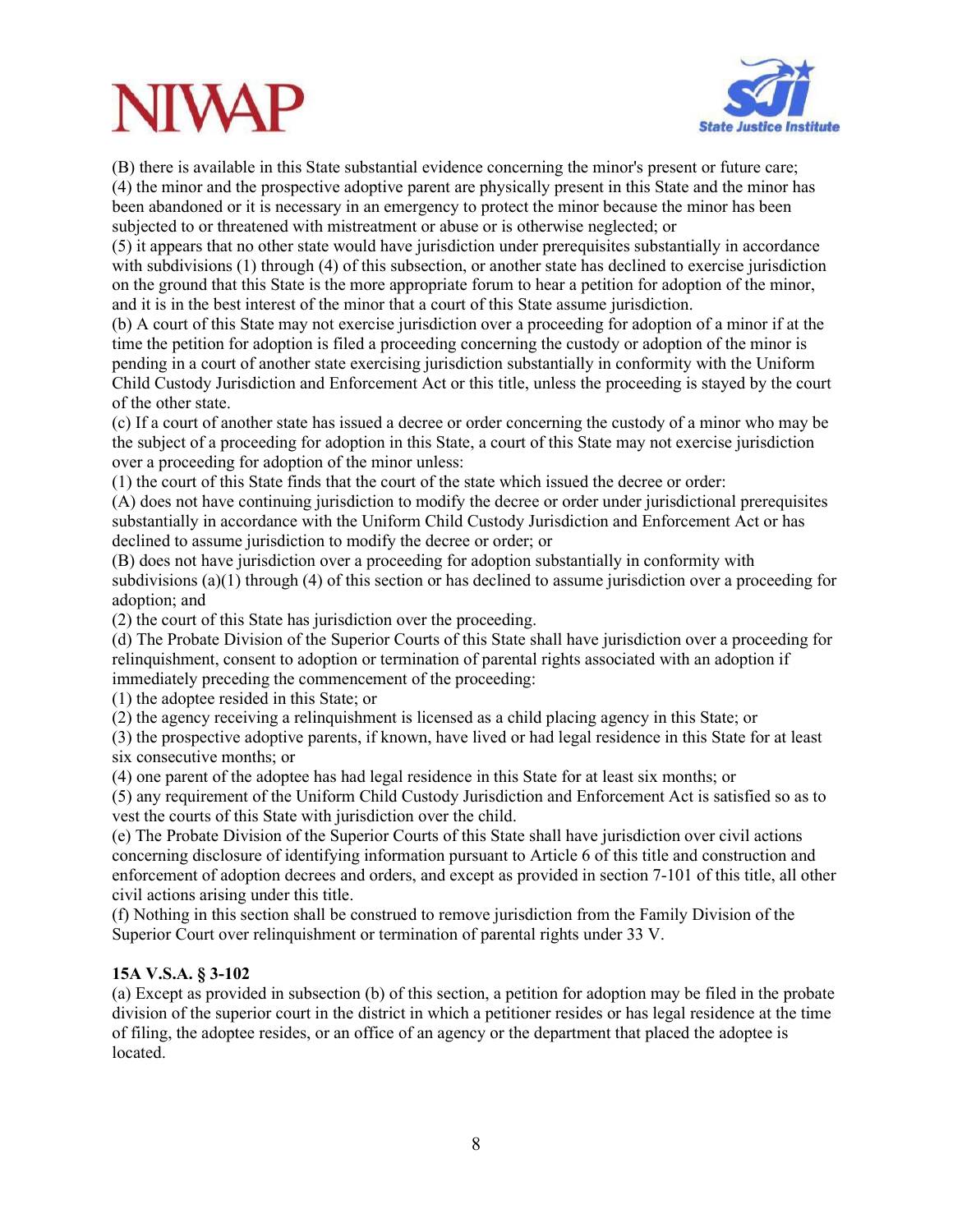(B) there is available in this State substantial evidence concerning the minor's present or future care;

(4) the minor and the prospective adoptive parent are physically present in this State and the minor has been abandoned or it is necessary in an emergency to protect the minor because the minor has been subjected to or threatened with mistreatment or abuse or is otherwise neglected; or

(5) it appears that no other state would have jurisdiction under prerequisites substantially in accordance with subdivisions (1) through (4) of this subsection, or another state has declined to exercise jurisdiction on the ground that this State is the more appropriate forum to hear a petition for adoption of the minor, and it is in the best interest of the minor that a court of this State assume jurisdiction.

(b) A court of this State may not exercise jurisdiction over a proceeding for adoption of a minor if at the time the petition for adoption is filed a proceeding concerning the custody or adoption of the minor is pending in a court of another state exercising jurisdiction substantially in conformity with the Uniform Child Custody Jurisdiction and Enforcement Act or this title, unless the proceeding is stayed by the court of the other state.

(c) If a court of another state has issued a decree or order concerning the custody of a minor who may be the subject of a proceeding for adoption in this State, a court of this State may not exercise jurisdiction over a proceeding for adoption of the minor unless:

(1) the court of this State finds that the court of the state which issued the decree or order:

(A) does not have continuing jurisdiction to modify the decree or order under jurisdictional prerequisites substantially in accordance with the Uniform Child Custody Jurisdiction and Enforcement Act or has declined to assume jurisdiction to modify the decree or order; or

(B) does not have jurisdiction over a proceeding for adoption substantially in conformity with subdivisions (a)(1) through (4) of this section or has declined to assume jurisdiction over a proceeding for adoption; and

(2) the court of this State has jurisdiction over the proceeding.

(d) The Probate Division of the Superior Courts of this State shall have jurisdiction over a proceeding for relinquishment, consent to adoption or termination of parental rights associated with an adoption if immediately preceding the commencement of the proceeding:

(1) the adoptee resided in this State; or

(2) the agency receiving a relinquishment is licensed as a child placing agency in this State; or

(3) the prospective adoptive parents, if known, have lived or had legal residence in this State for at least six consecutive months; or

(4) one parent of the adoptee has had legal residence in this State for at least six months; or

(5) any requirement of the Uniform Child Custody Jurisdiction and Enforcement Act is satisfied so as to vest the courts of this State with jurisdiction over the child.

(e) The Probate Division of the Superior Courts of this State shall have jurisdiction over civil actions concerning disclosure of identifying information pursuant to Article 6 of this title and construction and enforcement of adoption decrees and orders, and except as provided in section 7-101 of this title, all other civil actions arising under this title.

(f) Nothing in this section shall be construed to remove jurisdiction from the Family Division of the Superior Court over relinquishment or termination of parental rights under 33 V.

**15A V.S.A. § 3-102**

(a) Except as provided in subsection (b) of this section, a petition for adoption may be filed in the probate division of the superior court in the district in which a petitioner resides or has legal residence at the time of filing, the adoptee resides, or an office of an agency or the department that placed the adoptee is located.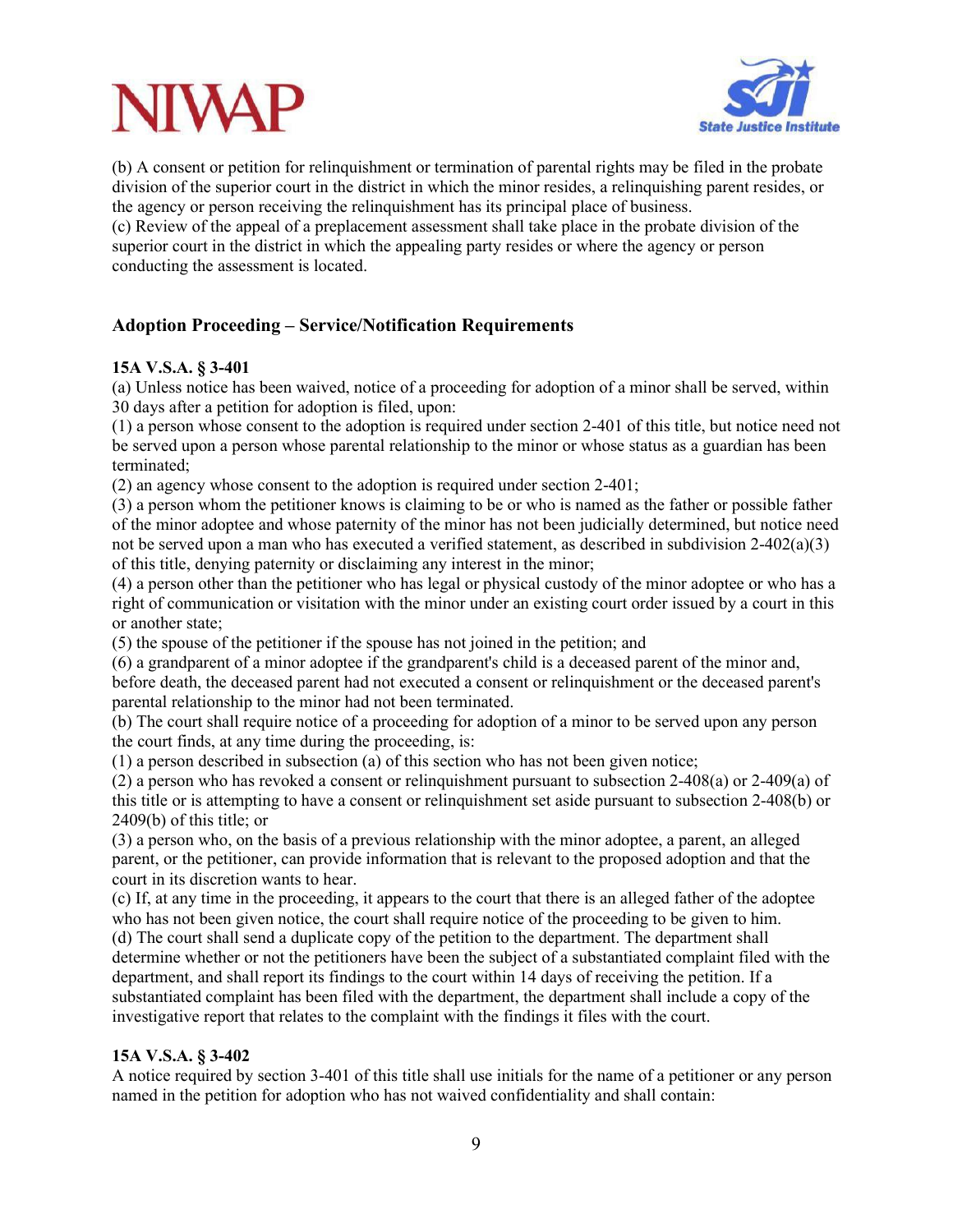(b) A consent or petition for relinquishment or termination of parental rights may be filed in the probate division of the superior court in the district in which the minor resides, a relinquishing parent resides, or the agency or person receiving the relinquishment has its principal place of business.
(c) Review of the appeal of a preplacement assessment shall take place in the probate division of the superior court in the district in which the appealing party resides or where the agency or person conducting the assessment is located.

## Adoption Proceeding – Service/Notification Requirements

**15A V.S.A. § 3-401**

(a) Unless notice has been waived, notice of a proceeding for adoption of a minor shall be served, within 30 days after a petition for adoption is filed, upon:
(1) a person whose consent to the adoption is required under section 2-401 of this title, but notice need not be served upon a person whose parental relationship to the minor or whose status as a guardian has been terminated;
(2) an agency whose consent to the adoption is required under section 2-401;
(3) a person whom the petitioner knows is claiming to be or who is named as the father or possible father of the minor adoptee and whose paternity of the minor has not been judicially determined, but notice need not be served upon a man who has executed a verified statement, as described in subdivision 2-402(a)(3) of this title, denying paternity or disclaiming any interest in the minor;
(4) a person other than the petitioner who has legal or physical custody of the minor adoptee or who has a right of communication or visitation with the minor under an existing court order issued by a court in this or another state;
(5) the spouse of the petitioner if the spouse has not joined in the petition; and
(6) a grandparent of a minor adoptee if the grandparent's child is a deceased parent of the minor and, before death, the deceased parent had not executed a consent or relinquishment or the deceased parent's parental relationship to the minor had not been terminated.
(b) The court shall require notice of a proceeding for adoption of a minor to be served upon any person the court finds, at any time during the proceeding, is:
(1) a person described in subsection (a) of this section who has not been given notice;
(2) a person who has revoked a consent or relinquishment pursuant to subsection 2-408(a) or 2-409(a) of this title or is attempting to have a consent or relinquishment set aside pursuant to subsection 2-408(b) or 2409(b) of this title; or
(3) a person who, on the basis of a previous relationship with the minor adoptee, a parent, an alleged parent, or the petitioner, can provide information that is relevant to the proposed adoption and that the court in its discretion wants to hear.
(c) If, at any time in the proceeding, it appears to the court that there is an alleged father of the adoptee who has not been given notice, the court shall require notice of the proceeding to be given to him.
(d) The court shall send a duplicate copy of the petition to the department. The department shall determine whether or not the petitioners have been the subject of a substantiated complaint filed with the department, and shall report its findings to the court within 14 days of receiving the petition. If a substantiated complaint has been filed with the department, the department shall include a copy of the investigative report that relates to the complaint with the findings it files with the court.

**15A V.S.A. § 3-402**

A notice required by section 3-401 of this title shall use initials for the name of a petitioner or any person named in the petition for adoption who has not waived confidentiality and shall contain: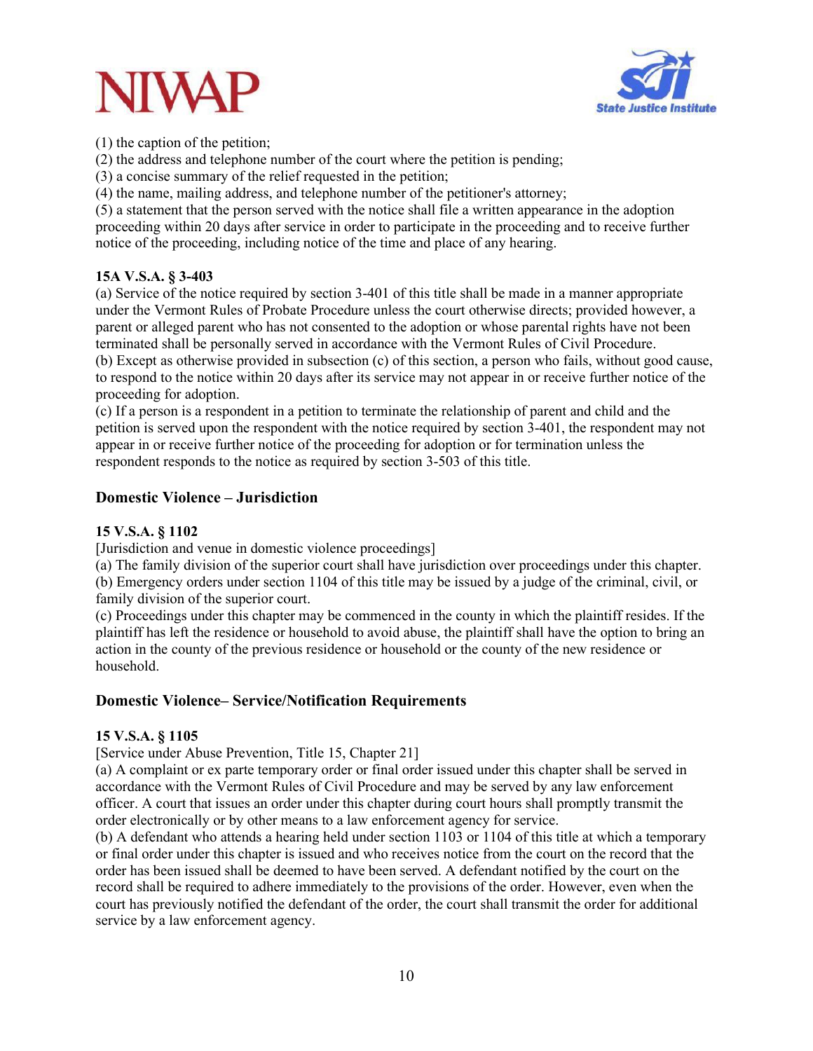(1) the caption of the petition;
(2) the address and telephone number of the court where the petition is pending;
(3) a concise summary of the relief requested in the petition;
(4) the name, mailing address, and telephone number of the petitioner's attorney;
(5) a statement that the person served with the notice shall file a written appearance in the adoption proceeding within 20 days after service in order to participate in the proceeding and to receive further notice of the proceeding, including notice of the time and place of any hearing.

**15A V.S.A. § 3-403**
(a) Service of the notice required by section 3-401 of this title shall be made in a manner appropriate under the Vermont Rules of Probate Procedure unless the court otherwise directs; provided however, a parent or alleged parent who has not consented to the adoption or whose parental rights have not been terminated shall be personally served in accordance with the Vermont Rules of Civil Procedure.
(b) Except as otherwise provided in subsection (c) of this section, a person who fails, without good cause, to respond to the notice within 20 days after its service may not appear in or receive further notice of the proceeding for adoption.
(c) If a person is a respondent in a petition to terminate the relationship of parent and child and the petition is served upon the respondent with the notice required by section 3-401, the respondent may not appear in or receive further notice of the proceeding for adoption or for termination unless the respondent responds to the notice as required by section 3-503 of this title.

## Domestic Violence – Jurisdiction

**15 V.S.A. § 1102**
[Jurisdiction and venue in domestic violence proceedings]
(a) The family division of the superior court shall have jurisdiction over proceedings under this chapter.
(b) Emergency orders under section 1104 of this title may be issued by a judge of the criminal, civil, or family division of the superior court.
(c) Proceedings under this chapter may be commenced in the county in which the plaintiff resides. If the plaintiff has left the residence or household to avoid abuse, the plaintiff shall have the option to bring an action in the county of the previous residence or household or the county of the new residence or household.

## Domestic Violence– Service/Notification Requirements

**15 V.S.A. § 1105**
[Service under Abuse Prevention, Title 15, Chapter 21]
(a) A complaint or ex parte temporary order or final order issued under this chapter shall be served in accordance with the Vermont Rules of Civil Procedure and may be served by any law enforcement officer. A court that issues an order under this chapter during court hours shall promptly transmit the order electronically or by other means to a law enforcement agency for service.
(b) A defendant who attends a hearing held under section 1103 or 1104 of this title at which a temporary or final order under this chapter is issued and who receives notice from the court on the record that the order has been issued shall be deemed to have been served. A defendant notified by the court on the record shall be required to adhere immediately to the provisions of the order. However, even when the court has previously notified the defendant of the order, the court shall transmit the order for additional service by a law enforcement agency.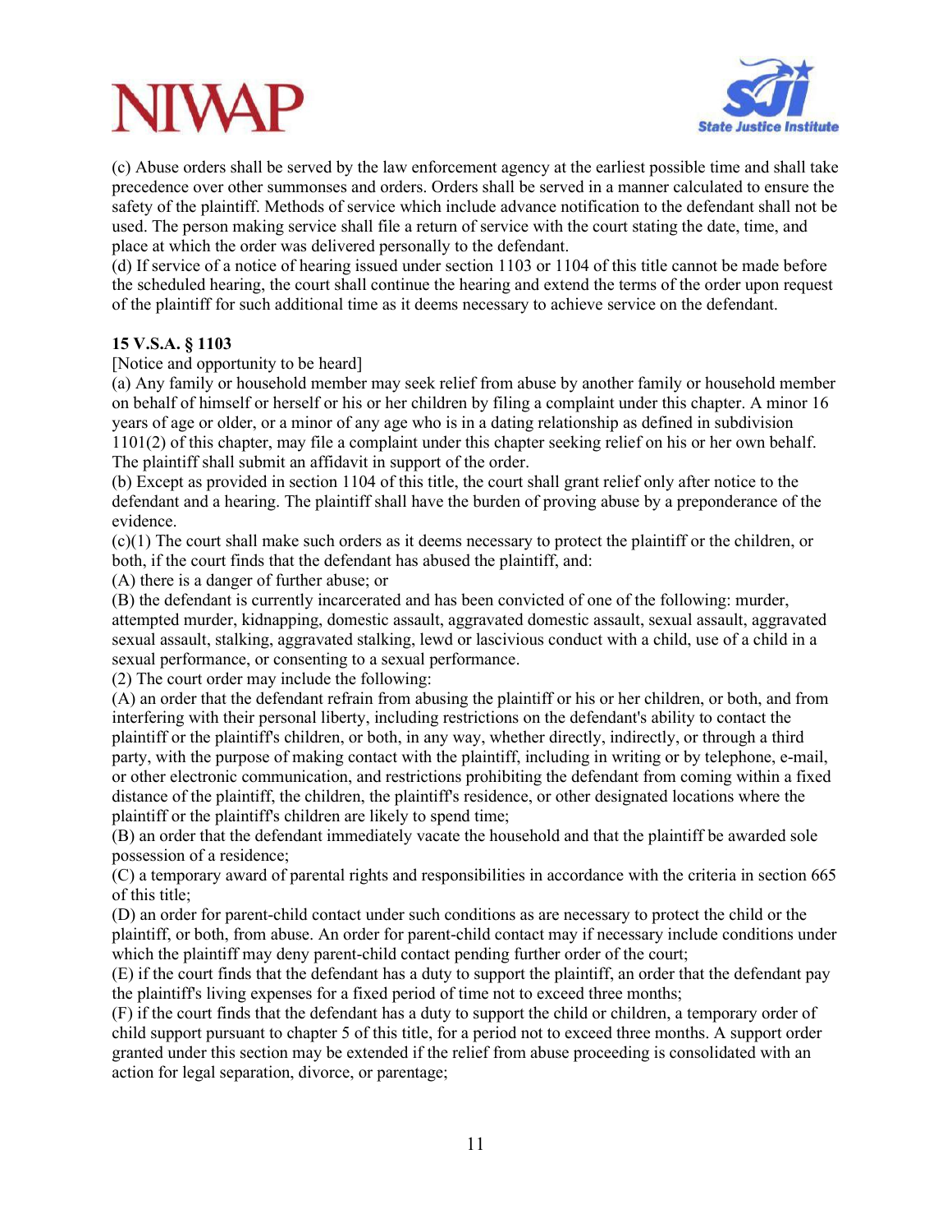(c) Abuse orders shall be served by the law enforcement agency at the earliest possible time and shall take precedence over other summonses and orders. Orders shall be served in a manner calculated to ensure the safety of the plaintiff. Methods of service which include advance notification to the defendant shall not be used. The person making service shall file a return of service with the court stating the date, time, and place at which the order was delivered personally to the defendant.

(d) If service of a notice of hearing issued under section 1103 or 1104 of this title cannot be made before the scheduled hearing, the court shall continue the hearing and extend the terms of the order upon request of the plaintiff for such additional time as it deems necessary to achieve service on the defendant.

**15 V.S.A. § 1103**

[Notice and opportunity to be heard]

(a) Any family or household member may seek relief from abuse by another family or household member on behalf of himself or herself or his or her children by filing a complaint under this chapter. A minor 16 years of age or older, or a minor of any age who is in a dating relationship as defined in subdivision 1101(2) of this chapter, may file a complaint under this chapter seeking relief on his or her own behalf. The plaintiff shall submit an affidavit in support of the order.

(b) Except as provided in section 1104 of this title, the court shall grant relief only after notice to the defendant and a hearing. The plaintiff shall have the burden of proving abuse by a preponderance of the evidence.

(c)(1) The court shall make such orders as it deems necessary to protect the plaintiff or the children, or both, if the court finds that the defendant has abused the plaintiff, and:

(A) there is a danger of further abuse; or

(B) the defendant is currently incarcerated and has been convicted of one of the following: murder, attempted murder, kidnapping, domestic assault, aggravated domestic assault, sexual assault, aggravated sexual assault, stalking, aggravated stalking, lewd or lascivious conduct with a child, use of a child in a sexual performance, or consenting to a sexual performance.

(2) The court order may include the following:

(A) an order that the defendant refrain from abusing the plaintiff or his or her children, or both, and from interfering with their personal liberty, including restrictions on the defendant's ability to contact the plaintiff or the plaintiff's children, or both, in any way, whether directly, indirectly, or through a third party, with the purpose of making contact with the plaintiff, including in writing or by telephone, e-mail, or other electronic communication, and restrictions prohibiting the defendant from coming within a fixed distance of the plaintiff, the children, the plaintiff's residence, or other designated locations where the plaintiff or the plaintiff's children are likely to spend time;

(B) an order that the defendant immediately vacate the household and that the plaintiff be awarded sole possession of a residence;

(C) a temporary award of parental rights and responsibilities in accordance with the criteria in section 665 of this title;

(D) an order for parent-child contact under such conditions as are necessary to protect the child or the plaintiff, or both, from abuse. An order for parent-child contact may if necessary include conditions under which the plaintiff may deny parent-child contact pending further order of the court;

(E) if the court finds that the defendant has a duty to support the plaintiff, an order that the defendant pay the plaintiff's living expenses for a fixed period of time not to exceed three months;

(F) if the court finds that the defendant has a duty to support the child or children, a temporary order of child support pursuant to chapter 5 of this title, for a period not to exceed three months. A support order granted under this section may be extended if the relief from abuse proceeding is consolidated with an action for legal separation, divorce, or parentage;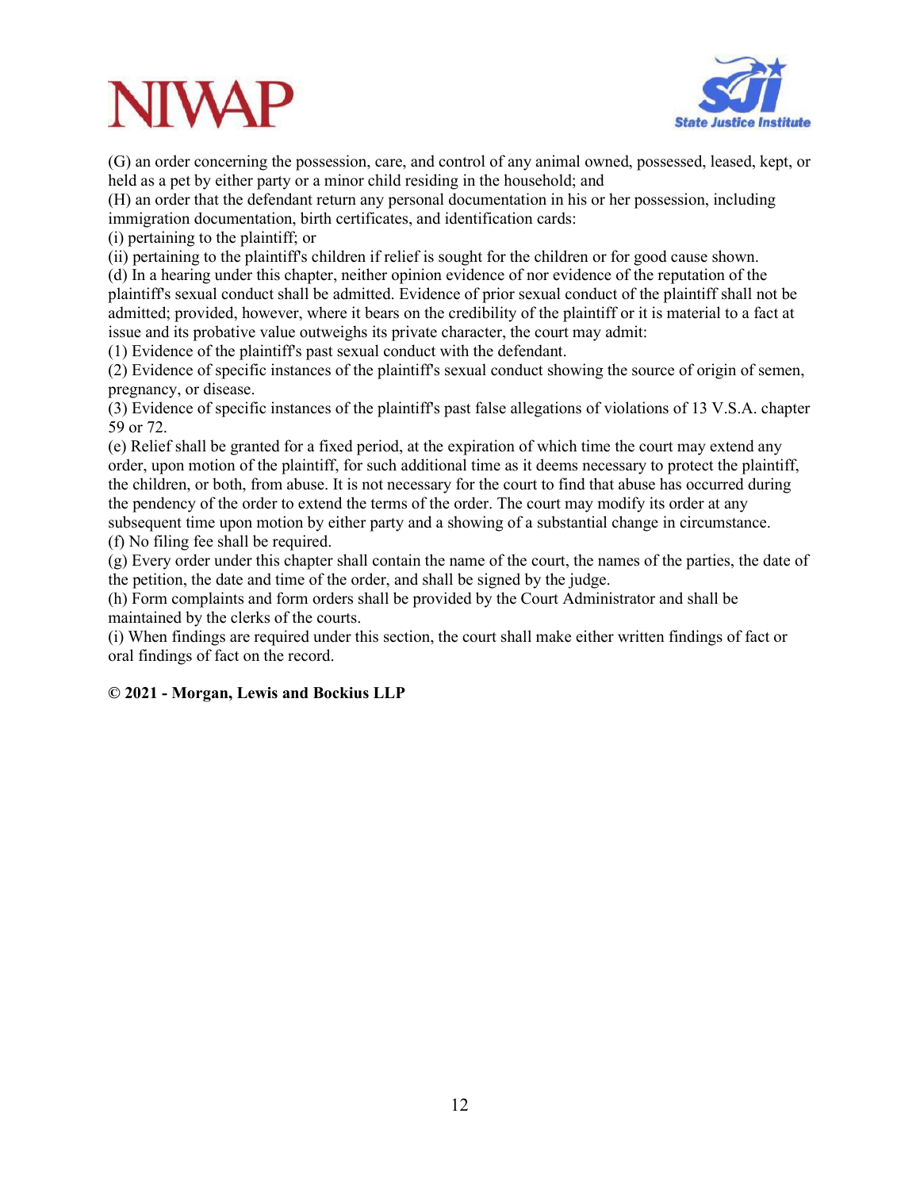(G) an order concerning the possession, care, and control of any animal owned, possessed, leased, kept, or held as a pet by either party or a minor child residing in the household; and
(H) an order that the defendant return any personal documentation in his or her possession, including immigration documentation, birth certificates, and identification cards:
(i) pertaining to the plaintiff; or
(ii) pertaining to the plaintiff's children if relief is sought for the children or for good cause shown.
(d) In a hearing under this chapter, neither opinion evidence of nor evidence of the reputation of the plaintiff's sexual conduct shall be admitted. Evidence of prior sexual conduct of the plaintiff shall not be admitted; provided, however, where it bears on the credibility of the plaintiff or it is material to a fact at issue and its probative value outweighs its private character, the court may admit:
(1) Evidence of the plaintiff's past sexual conduct with the defendant.
(2) Evidence of specific instances of the plaintiff's sexual conduct showing the source of origin of semen, pregnancy, or disease.
(3) Evidence of specific instances of the plaintiff's past false allegations of violations of 13 V.S.A. chapter 59 or 72.
(e) Relief shall be granted for a fixed period, at the expiration of which time the court may extend any order, upon motion of the plaintiff, for such additional time as it deems necessary to protect the plaintiff, the children, or both, from abuse. It is not necessary for the court to find that abuse has occurred during the pendency of the order to extend the terms of the order. The court may modify its order at any subsequent time upon motion by either party and a showing of a substantial change in circumstance.
(f) No filing fee shall be required.
(g) Every order under this chapter shall contain the name of the court, the names of the parties, the date of the petition, the date and time of the order, and shall be signed by the judge.
(h) Form complaints and form orders shall be provided by the Court Administrator and shall be maintained by the clerks of the courts.
(i) When findings are required under this section, the court shall make either written findings of fact or oral findings of fact on the record.

**© 2021 - Morgan, Lewis and Bockius LLP**